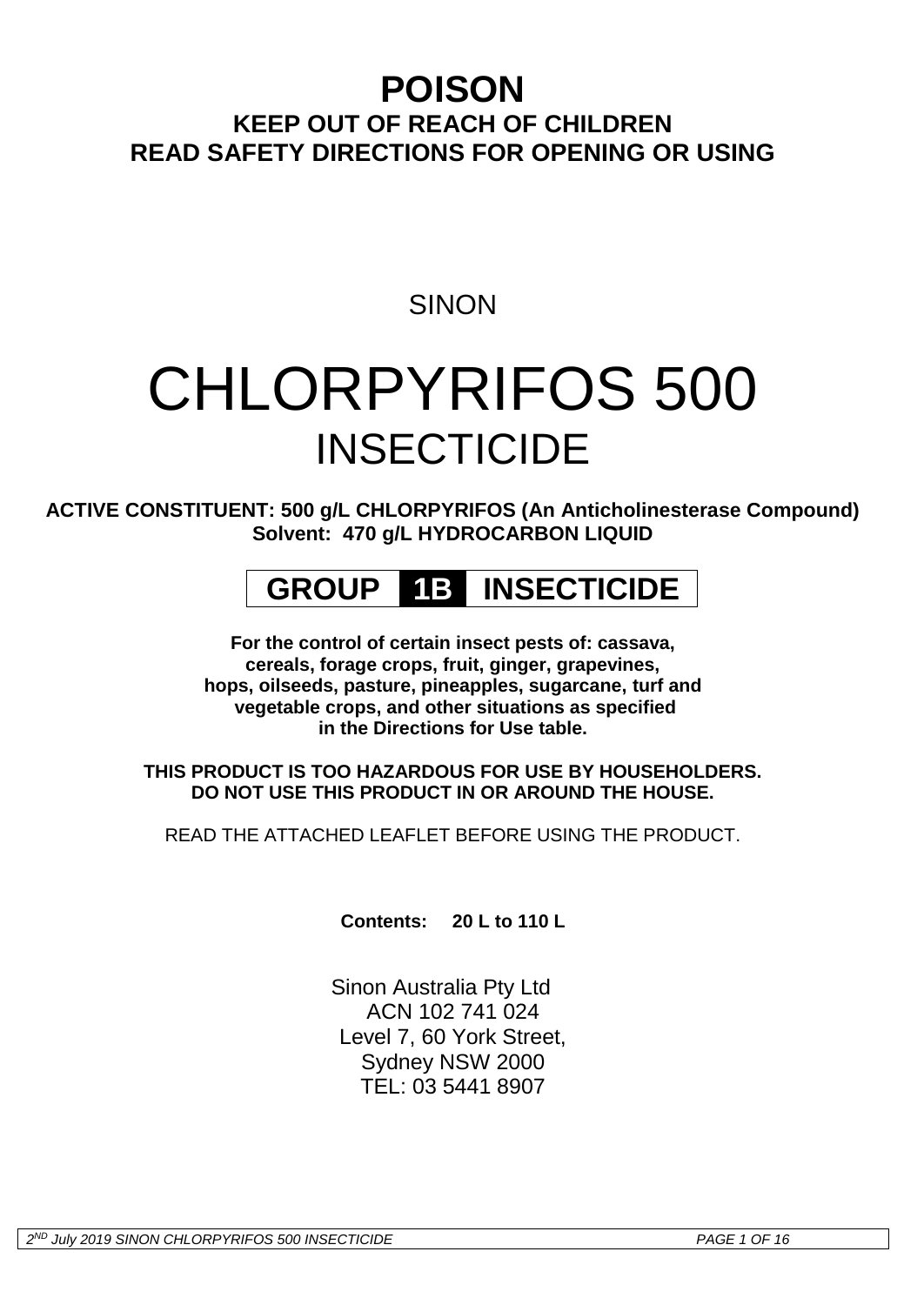# POISON

## KEEP OUT OF REACH OF CHILDREN
## READ SAFETY DIRECTIONS FOR OPENING OR USING

SINON

# CHLORPYRIFOS 500
## INSECTICIDE

**ACTIVE CONSTITUENT: 500 g/L CHLORPYRIFOS (An Anticholinesterase Compound)**
**Solvent: 470 g/L HYDROCARBON LIQUID**

**GROUP 1B INSECTICIDE**

**For the control of certain insect pests of: cassava, cereals, forage crops, fruit, ginger, grapevines, hops, oilseeds, pasture, pineapples, sugarcane, turf and vegetable crops, and other situations as specified in the Directions for Use table.**

**THIS PRODUCT IS TOO HAZARDOUS FOR USE BY HOUSEHOLDERS.**
**DO NOT USE THIS PRODUCT IN OR AROUND THE HOUSE.**

READ THE ATTACHED LEAFLET BEFORE USING THE PRODUCT.

**Contents: 20 L to 110 L**

Sinon Australia Pty Ltd
ACN 102 741 024
Level 7, 60 York Street,
Sydney NSW 2000
TEL: 03 5441 8907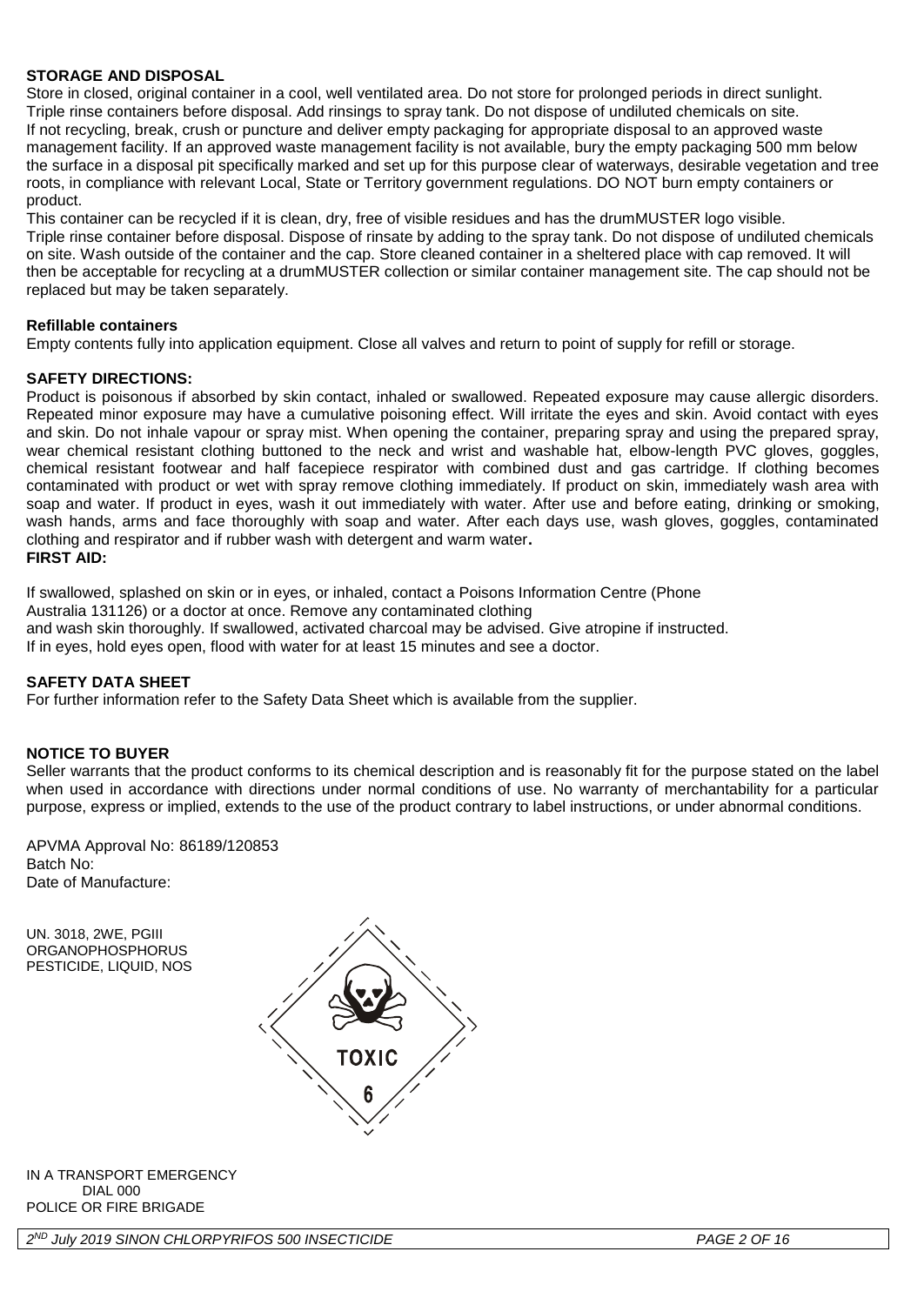**STORAGE AND DISPOSAL**

Store in closed, original container in a cool, well ventilated area. Do not store for prolonged periods in direct sunlight. Triple rinse containers before disposal. Add rinsings to spray tank. Do not dispose of undiluted chemicals on site. If not recycling, break, crush or puncture and deliver empty packaging for appropriate disposal to an approved waste management facility. If an approved waste management facility is not available, bury the empty packaging 500 mm below the surface in a disposal pit specifically marked and set up for this purpose clear of waterways, desirable vegetation and tree roots, in compliance with relevant Local, State or Territory government regulations. DO NOT burn empty containers or product.

This container can be recycled if it is clean, dry, free of visible residues and has the drumMUSTER logo visible. Triple rinse container before disposal. Dispose of rinsate by adding to the spray tank. Do not dispose of undiluted chemicals on site. Wash outside of the container and the cap. Store cleaned container in a sheltered place with cap removed. It will then be acceptable for recycling at a drumMUSTER collection or similar container management site. The cap should not be replaced but may be taken separately.

**Refillable containers**

Empty contents fully into application equipment. Close all valves and return to point of supply for refill or storage.

**SAFETY DIRECTIONS:**

Product is poisonous if absorbed by skin contact, inhaled or swallowed. Repeated exposure may cause allergic disorders. Repeated minor exposure may have a cumulative poisoning effect. Will irritate the eyes and skin. Avoid contact with eyes and skin. Do not inhale vapour or spray mist. When opening the container, preparing spray and using the prepared spray, wear chemical resistant clothing buttoned to the neck and wrist and washable hat, elbow-length PVC gloves, goggles, chemical resistant footwear and half facepiece respirator with combined dust and gas cartridge. If clothing becomes contaminated with product or wet with spray remove clothing immediately. If product on skin, immediately wash area with soap and water. If product in eyes, wash it out immediately with water. After use and before eating, drinking or smoking, wash hands, arms and face thoroughly with soap and water. After each days use, wash gloves, goggles, contaminated clothing and respirator and if rubber wash with detergent and warm water.

**FIRST AID:**

If swallowed, splashed on skin or in eyes, or inhaled, contact a Poisons Information Centre (Phone Australia 131126) or a doctor at once. Remove any contaminated clothing and wash skin thoroughly. If swallowed, activated charcoal may be advised. Give atropine if instructed. If in eyes, hold eyes open, flood with water for at least 15 minutes and see a doctor.

**SAFETY DATA SHEET**

For further information refer to the Safety Data Sheet which is available from the supplier.

**NOTICE TO BUYER**

Seller warrants that the product conforms to its chemical description and is reasonably fit for the purpose stated on the label when used in accordance with directions under normal conditions of use. No warranty of merchantability for a particular purpose, express or implied, extends to the use of the product contrary to label instructions, or under abnormal conditions.

APVMA Approval No: 86189/120853
Batch No:
Date of Manufacture:

UN. 3018, 2WE, PGIII
ORGANOPHOSPHORUS
PESTICIDE, LIQUID, NOS

TOXIC
6

IN A TRANSPORT EMERGENCY
DIAL 000
POLICE OR FIRE BRIGADE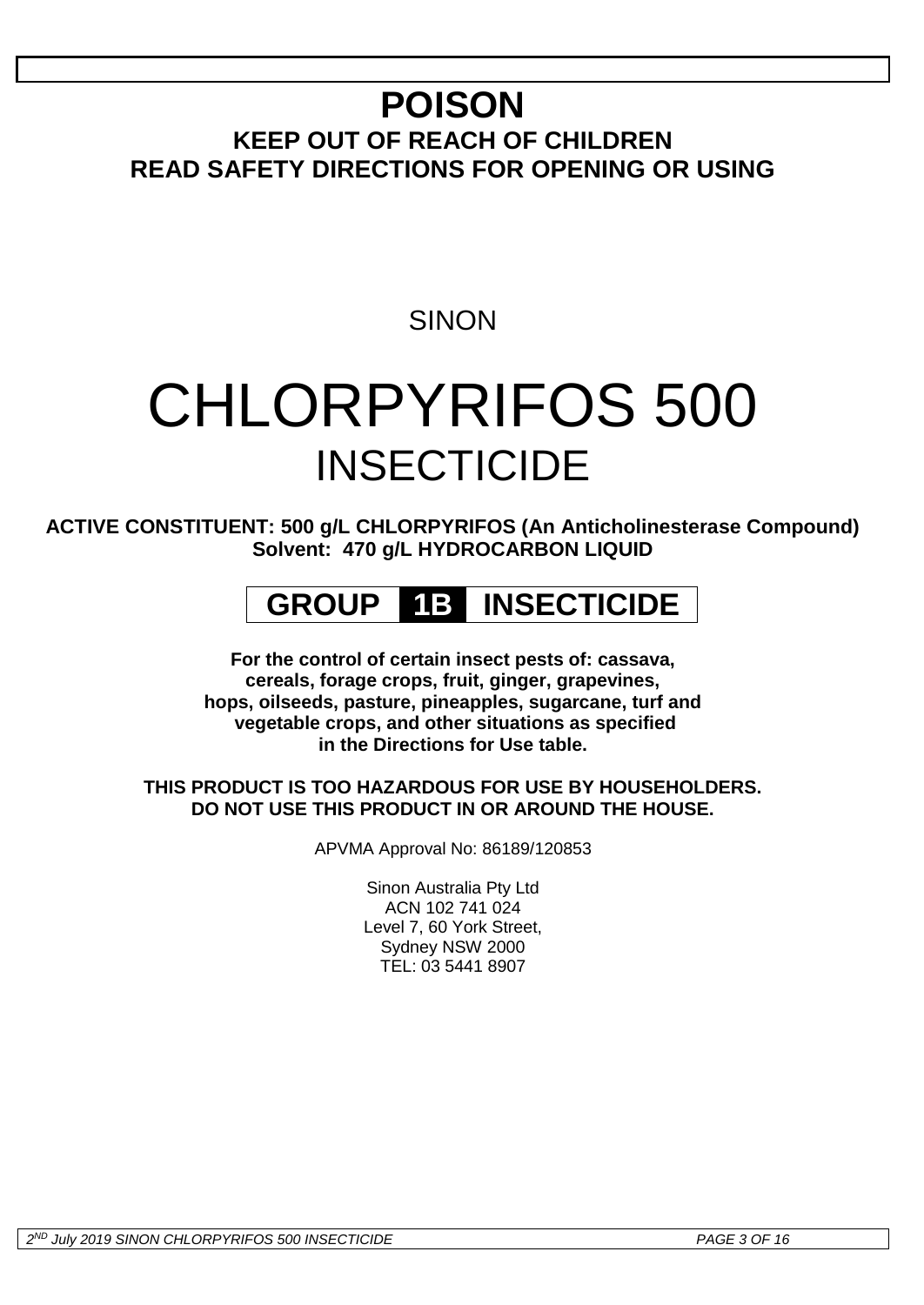# POISON

**KEEP OUT OF REACH OF CHILDREN**
**READ SAFETY DIRECTIONS FOR OPENING OR USING**

SINON

# CHLORPYRIFOS 500
## INSECTICIDE

**ACTIVE CONSTITUENT: 500 g/L CHLORPYRIFOS (An Anticholinesterase Compound)**
**Solvent: 470 g/L HYDROCARBON LIQUID**

**GROUP 1B INSECTICIDE**

**For the control of certain insect pests of: cassava, cereals, forage crops, fruit, ginger, grapevines, hops, oilseeds, pasture, pineapples, sugarcane, turf and vegetable crops, and other situations as specified in the Directions for Use table.**

**THIS PRODUCT IS TOO HAZARDOUS FOR USE BY HOUSEHOLDERS.**
**DO NOT USE THIS PRODUCT IN OR AROUND THE HOUSE.**

APVMA Approval No: 86189/120853

Sinon Australia Pty Ltd
ACN 102 741 024
Level 7, 60 York Street,
Sydney NSW 2000
TEL: 03 5441 8907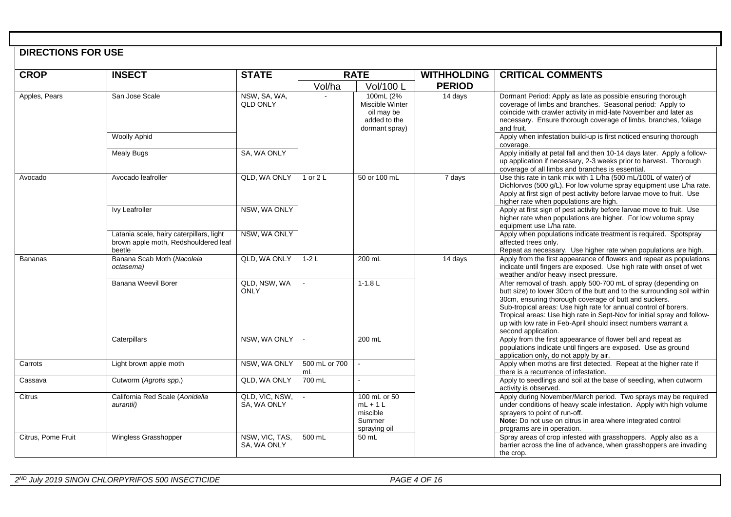## DIRECTIONS FOR USE

| CROP | INSECT | STATE | RATE | | WITHHOLDING PERIOD | CRITICAL COMMENTS |
|---|---|---|---|---|---|---|
| | | | Vol/ha | Vol/100 L | | |
| Apples, Pears | San Jose Scale | NSW, SA, WA, QLD ONLY | - | 100mL (2% Miscible Winter oil may be added to the dormant spray) | 14 days | Dormant Period: Apply as late as possible ensuring thorough coverage of limbs and branches. Seasonal period: Apply to coincide with crawler activity in mid-late November and later as necessary. Ensure thorough coverage of limbs, branches, foliage and fruit. |
| | Woolly Aphid | | | | | Apply when infestation build-up is first noticed ensuring thorough coverage. |
| | Mealy Bugs | SA, WA ONLY | | | | Apply initially at petal fall and then 10-14 days later. Apply a follow-up application if necessary, 2-3 weeks prior to harvest. Thorough coverage of all limbs and branches is essential. |
| Avocado | Avocado leafroller | QLD, WA ONLY | 1 or 2 L | 50 or 100 mL | 7 days | Use this rate in tank mix with 1 L/ha (500 mL/100L of water) of Dichlorvos (500 g/L). For low volume spray equipment use L/ha rate. Apply at first sign of pest activity before larvae move to fruit. Use higher rate when populations are high. |
| | Ivy Leafroller | NSW, WA ONLY | | | | Apply at first sign of pest activity before larvae move to fruit. Use higher rate when populations are higher. For low volume spray equipment use L/ha rate. |
| | Latania scale, hairy caterpillars, light brown apple moth, Redshouldered leaf beetle | NSW, WA ONLY | | | | Apply when populations indicate treatment is required. Spotspray affected trees only. Repeat as necessary. Use higher rate when populations are high. |
| Bananas | Banana Scab Moth (*Nacoleia octasema)* | QLD, WA ONLY | 1-2 L | 200 mL | 14 days | Apply from the first appearance of flowers and repeat as populations indicate until fingers are exposed. Use high rate with onset of wet weather and/or heavy insect pressure. |
| | Banana Weevil Borer | QLD, NSW, WA ONLY | - | 1-1.8 L | | After removal of trash, apply 500-700 mL of spray (depending on butt size) to lower 30cm of the butt and to the surrounding soil within 30cm, ensuring thorough coverage of butt and suckers. Sub-tropical areas: Use high rate for annual control of borers. Tropical areas: Use high rate in Sept-Nov for initial spray and follow-up with low rate in Feb-April should insect numbers warrant a second application. |
| | Caterpillars | NSW, WA ONLY | - | 200 mL | | Apply from the first appearance of flower bell and repeat as populations indicate until fingers are exposed. Use as ground application only, do not apply by air. |
| Carrots | Light brown apple moth | NSW, WA ONLY | 500 mL or 700 mL | - | | Apply when moths are first detected. Repeat at the higher rate if there is a recurrence of infestation. |
| Cassava | Cutworm (*Agrotis spp.*) | QLD, WA ONLY | 700 mL | - | | Apply to seedlings and soil at the base of seedling, when cutworm activity is observed. |
| Citrus | California Red Scale (*Aonidella aurantii)* | QLD, VIC, NSW, SA, WA ONLY | - | 100 mL or 50 mL + 1 L miscible Summer spraying oil | | Apply during November/March period. Two sprays may be required under conditions of heavy scale infestation. Apply with high volume sprayers to point of run-off. **Note:** Do not use on citrus in area where integrated control programs are in operation. |
| Citrus, Pome Fruit | Wingless Grasshopper | NSW, VIC, TAS, SA, WA ONLY | 500 mL | 50 mL | | Spray areas of crop infested with grasshoppers. Apply also as a barrier across the line of advance, when grasshoppers are invading the crop. |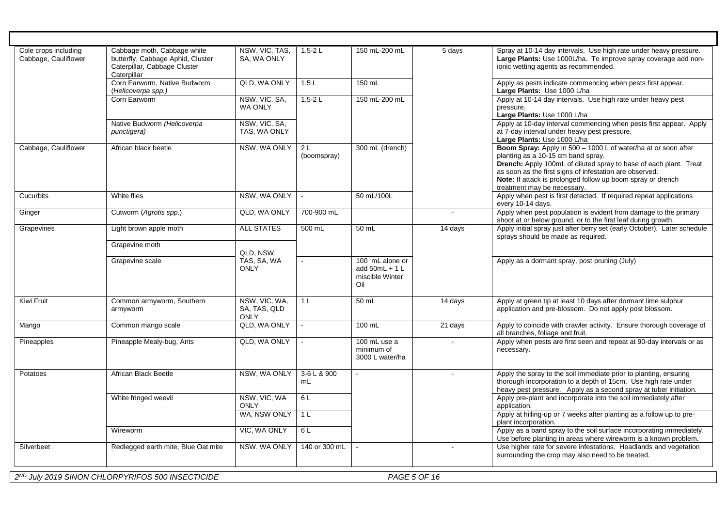| Cole crops including Cabbage, Cauliflower | Cabbage moth, Cabbage white butterfly, Cabbage Aphid, Cluster Caterpillar, Cabbage Cluster Caterpillar | NSW, VIC, TAS, SA, WA ONLY | 1.5-2 L | 150 mL-200 mL | 5 days | Spray at 10-14 day intervals. Use high rate under heavy pressure. **Large Plants:** Use 1000L/ha. To improve spray coverage add non-ionic wetting agents as recommended. |
|---|---|---|---|---|---|---|
| | Corn Earworm, Native Budworm (*Helicoverpa spp.*) | QLD, WA ONLY | 1.5 L | 150 mL | | Apply as pests indicate commencing when pests first appear. **Large Plants:** Use 1000 L/ha |
| | Corn Earworm | NSW, VIC, SA, WA ONLY | 1.5-2 L | 150 mL-200 mL | | Apply at 10-14 day intervals. Use high rate under heavy pest pressure. **Large Plants:** Use 1000 L/ha |
| | Native Budworm (*Helicoverpa punctigera*) | NSW, VIC, SA, TAS, WA ONLY | | | | Apply at 10-day interval commencing when pests first appear. Apply at 7-day interval under heavy pest pressure. **Large Plants:** Use 1000 L/ha |
| Cabbage, Cauliflower | African black beetle | NSW, WA ONLY | 2 L (boomspray) | 300 mL (drench) | | **Boom Spray:** Apply in 500 – 1000 L of water/ha at or soon after planting as a 10-15 cm band spray. **Drench:** Apply 100mL of diluted spray to base of each plant. Treat as soon as the first signs of infestation are observed. **Note:** If attack is prolonged follow up boom spray or drench treatment may be necessary. |
| Cucurbits | White flies | NSW, WA ONLY | - | 50 mL/100L | | Apply when pest is first detected. If required repeat applications every 10-14 days. |
| Ginger | Cutworm (*Agrotis spp.*) | QLD, WA ONLY | 700-900 mL | | - | Apply when pest population is evident from damage to the primary shoot at or below ground, or to the first leaf during growth. |
| Grapevines | Light brown apple moth | ALL STATES | 500 mL | 50 mL | 14 days | Apply initial spray just after berry set (early October). Later schedule sprays should be made as required. |
| | Grapevine moth | QLD, NSW, TAS, SA, WA ONLY | | | | |
| | Grapevine scale | | - | 100 mL alone or add 50mL + 1 L miscible Winter Oil | | Apply as a dormant spray, post pruning (July) |
| Kiwi Fruit | Common armyworm, Southern armyworm | NSW, VIC, WA, SA, TAS, QLD ONLY | 1 L | 50 mL | 14 days | Apply at green tip at least 10 days after dormant lime sulphur application and pre-blossom. Do not apply post blossom. |
| Mango | Common mango scale | QLD, WA ONLY | - | 100 mL | 21 days | Apply to coincide with crawler activity. Ensure thorough coverage of all branches, foliage and fruit. |
| Pineapples | Pineapple Mealy-bug, Ants | QLD, WA ONLY | - | 100 mL use a minimum of 3000 L water/ha | - | Apply when pests are first seen and repeat at 90-day intervals or as necessary. |
| Potatoes | African Black Beetle | NSW, WA ONLY | 3-6 L & 900 mL | - | - | Apply the spray to the soil immediate prior to planting, ensuring thorough incorporation to a depth of 15cm. Use high rate under heavy pest pressure. Apply as a second spray at tuber initiation. |
| | White fringed weevil | NSW, VIC, WA ONLY | 6 L | | | Apply pre-plant and incorporate into the soil immediately after application. |
| | | WA, NSW ONLY | 1 L | | | Apply at hilling-up or 7 weeks after planting as a follow up to pre-plant incorporation. |
| | Wireworm | VIC, WA ONLY | 6 L | | | Apply as a band spray to the soil surface incorporating immediately. Use before planting in areas where wireworm is a known problem. |
| Silverbeet | Redlegged earth mite, Blue Oat mite | NSW, WA ONLY | 140 or 300 mL | - | - | Use higher rate for severe infestations. Headlands and vegetation surrounding the crop may also need to be treated. |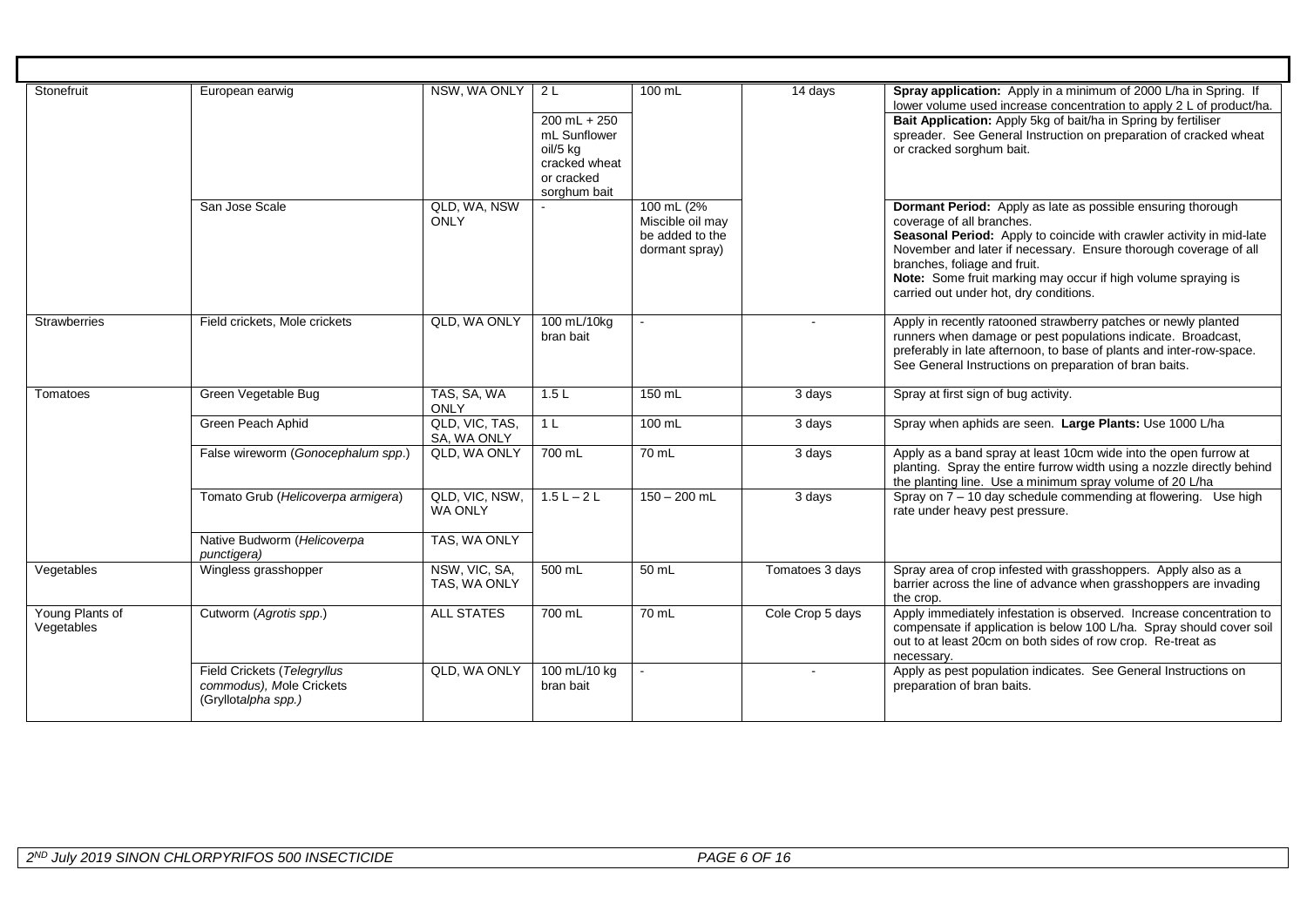| | | | | | | |
|---|---|---|---|---|---|---|
| Stonefruit | European earwig | NSW, WA ONLY | 2 L | 100 mL | 14 days | **Spray application:** Apply in a minimum of 2000 L/ha in Spring. If lower volume used increase concentration to apply 2 L of product/ha. |
| | | | 200 mL + 250 mL Sunflower oil/5 kg cracked wheat or cracked sorghum bait | | | **Bait Application:** Apply 5kg of bait/ha in Spring by fertiliser spreader. See General Instruction on preparation of cracked wheat or cracked sorghum bait. |
| | San Jose Scale | QLD, WA, NSW ONLY | - | 100 mL (2% Miscible oil may be added to the dormant spray) | | **Dormant Period:** Apply as late as possible ensuring thorough coverage of all branches. **Seasonal Period:** Apply to coincide with crawler activity in mid-late November and later if necessary. Ensure thorough coverage of all branches, foliage and fruit. **Note:** Some fruit marking may occur if high volume spraying is carried out under hot, dry conditions. |
| Strawberries | Field crickets, Mole crickets | QLD, WA ONLY | 100 mL/10kg bran bait | - | - | Apply in recently ratooned strawberry patches or newly planted runners when damage or pest populations indicate. Broadcast, preferably in late afternoon, to base of plants and inter-row-space. See General Instructions on preparation of bran baits. |
| Tomatoes | Green Vegetable Bug | TAS, SA, WA ONLY | 1.5 L | 150 mL | 3 days | Spray at first sign of bug activity. |
| | Green Peach Aphid | QLD, VIC, TAS, SA, WA ONLY | 1 L | 100 mL | 3 days | Spray when aphids are seen. **Large Plants:** Use 1000 L/ha |
| | False wireworm (*Gonocephalum spp.*) | QLD, WA ONLY | 700 mL | 70 mL | 3 days | Apply as a band spray at least 10cm wide into the open furrow at planting. Spray the entire furrow width using a nozzle directly behind the planting line. Use a minimum spray volume of 20 L/ha |
| | Tomato Grub (*Helicoverpa armigera*) | QLD, VIC, NSW, WA ONLY | 1.5 L – 2 L | 150 – 200 mL | 3 days | Spray on 7 – 10 day schedule commending at flowering. Use high rate under heavy pest pressure. |
| | Native Budworm (*Helicoverpa punctigera)* | TAS, WA ONLY | | | | |
| Vegetables | Wingless grasshopper | NSW, VIC, SA, TAS, WA ONLY | 500 mL | 50 mL | Tomatoes 3 days | Spray area of crop infested with grasshoppers. Apply also as a barrier across the line of advance when grasshoppers are invading the crop. |
| Young Plants of Vegetables | Cutworm (*Agrotis spp.*) | ALL STATES | 700 mL | 70 mL | Cole Crop 5 days | Apply immediately infestation is observed. Increase concentration to compensate if application is below 100 L/ha. Spray should cover soil out to at least 20cm on both sides of row crop. Re-treat as necessary. |
| | Field Crickets (*Telegryllus commodus*), Mole Crickets (*Gryllotalpha spp.*) | QLD, WA ONLY | 100 mL/10 kg bran bait | - | - | Apply as pest population indicates. See General Instructions on preparation of bran baits. |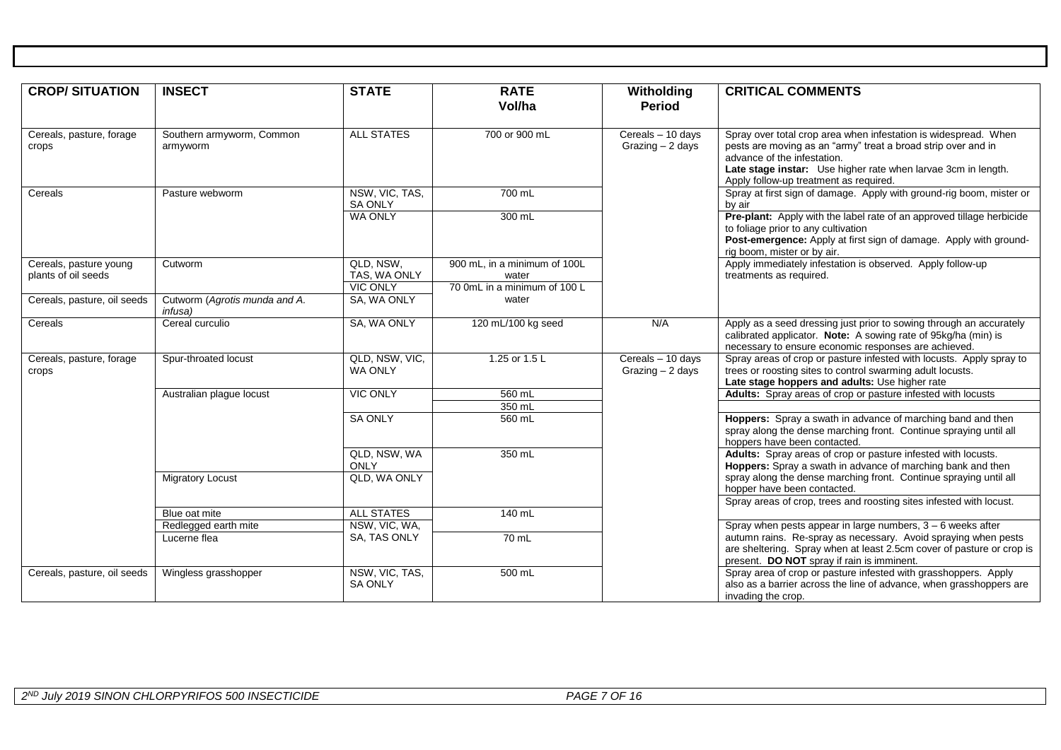| CROP/ SITUATION | INSECT | STATE | RATE Vol/ha | Witholding Period | CRITICAL COMMENTS |
|---|---|---|---|---|---|
| Cereals, pasture, forage crops | Southern armyworm, Common armyworm | ALL STATES | 700 or 900 mL | Cereals – 10 days Grazing – 2 days | Spray over total crop area when infestation is widespread. When pests are moving as an "army" treat a broad strip over and in advance of the infestation. **Late stage instar:** Use higher rate when larvae 3cm in length. Apply follow-up treatment as required. |
| Cereals | Pasture webworm | NSW, VIC, TAS, SA ONLY | 700 mL | | Spray at first sign of damage. Apply with ground-rig boom, mister or by air |
| | | WA ONLY | 300 mL | | **Pre-plant:** Apply with the label rate of an approved tillage herbicide to foliage prior to any cultivation **Post-emergence:** Apply at first sign of damage. Apply with ground-rig boom, mister or by air. |
| Cereals, pasture young plants of oil seeds | Cutworm | QLD, NSW, TAS, WA ONLY | 900 mL, in a minimum of 100L water | | Apply immediately infestation is observed. Apply follow-up treatments as required. |
| | | VIC ONLY | 70 0mL in a minimum of 100 L water | | |
| Cereals, pasture, oil seeds | Cutworm (*Agrotis munda and A. infusa)* | SA, WA ONLY | | | |
| Cereals | Cereal curculio | SA, WA ONLY | 120 mL/100 kg seed | N/A | Apply as a seed dressing just prior to sowing through an accurately calibrated applicator. **Note:** A sowing rate of 95kg/ha (min) is necessary to ensure economic responses are achieved. |
| Cereals, pasture, forage crops | Spur-throated locust | QLD, NSW, VIC, WA ONLY | 1.25 or 1.5 L | Cereals – 10 days Grazing – 2 days | Spray areas of crop or pasture infested with locusts. Apply spray to trees or roosting sites to control swarming adult locusts. **Late stage hoppers and adults:** Use higher rate |
| | Australian plague locust | VIC ONLY | 560 mL | | **Adults:** Spray areas of crop or pasture infested with locusts |
| | | | 350 mL | | |
| | | SA ONLY | 560 mL | | **Hoppers:** Spray a swath in advance of marching band and then spray along the dense marching front. Continue spraying until all hoppers have been contacted. |
| | | QLD, NSW, WA ONLY | 350 mL | | **Adults:** Spray areas of crop or pasture infested with locusts. **Hoppers:** Spray a swath in advance of marching bank and then spray along the dense marching front. Continue spraying until all hopper have been contacted. |
| | Migratory Locust | QLD, WA ONLY | | | Spray areas of crop, trees and roosting sites infested with locust. |
| | Blue oat mite | ALL STATES | 140 mL | | Spray when pests appear in large numbers, 3 – 6 weeks after autumn rains. Re-spray as necessary. Avoid spraying when pests are sheltering. Spray when at least 2.5cm cover of pasture or crop is present. **DO NOT** spray if rain is imminent. |
| | Redlegged earth mite | NSW, VIC, WA, SA, TAS ONLY | | | |
| | Lucerne flea | | 70 mL | | |
| Cereals, pasture, oil seeds | Wingless grasshopper | NSW, VIC, TAS, SA ONLY | 500 mL | | Spray area of crop or pasture infested with grasshoppers. Apply also as a barrier across the line of advance, when grasshoppers are invading the crop. |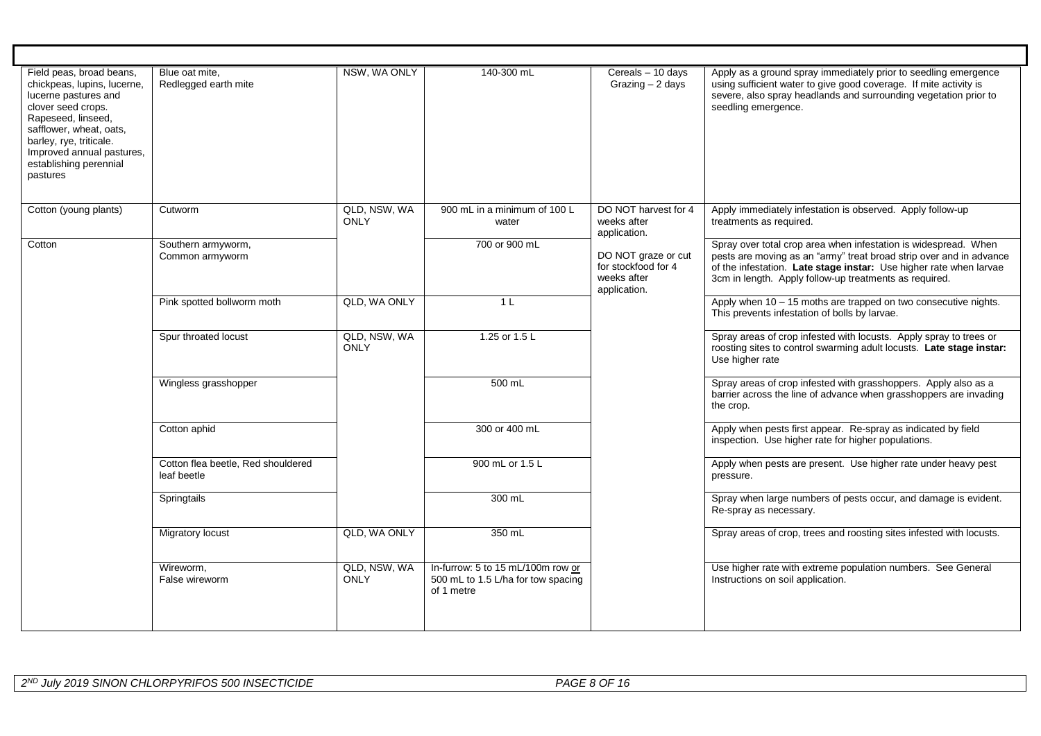| | | | | | |
|---|---|---|---|---|---|
| Field peas, broad beans, chickpeas, lupins, lucerne, lucerne pastures and clover seed crops. Rapeseed, linseed, safflower, wheat, oats, barley, rye, triticale. Improved annual pastures, establishing perennial pastures | Blue oat mite, Redlegged earth mite | NSW, WA ONLY | 140-300 mL | Cereals – 10 days Grazing – 2 days | Apply as a ground spray immediately prior to seedling emergence using sufficient water to give good coverage. If mite activity is severe, also spray headlands and surrounding vegetation prior to seedling emergence. |
| Cotton (young plants) | Cutworm | QLD, NSW, WA ONLY | 900 mL in a minimum of 100 L water | DO NOT harvest for 4 weeks after application. DO NOT graze or cut for stockfood for 4 weeks after application. | Apply immediately infestation is observed. Apply follow-up treatments as required. |
| Cotton | Southern armyworm, Common armyworm | | 700 or 900 mL | | Spray over total crop area when infestation is widespread. When pests are moving as an "army" treat broad strip over and in advance of the infestation. **Late stage instar:** Use higher rate when larvae 3cm in length. Apply follow-up treatments as required. |
| | Pink spotted bollworm moth | QLD, WA ONLY | 1 L | | Apply when 10 – 15 moths are trapped on two consecutive nights. This prevents infestation of bolls by larvae. |
| | Spur throated locust | QLD, NSW, WA ONLY | 1.25 or 1.5 L | | Spray areas of crop infested with locusts. Apply spray to trees or roosting sites to control swarming adult locusts. **Late stage instar:** Use higher rate |
| | Wingless grasshopper | | 500 mL | | Spray areas of crop infested with grasshoppers. Apply also as a barrier across the line of advance when grasshoppers are invading the crop. |
| | Cotton aphid | | 300 or 400 mL | | Apply when pests first appear. Re-spray as indicated by field inspection. Use higher rate for higher populations. |
| | Cotton flea beetle, Red shouldered leaf beetle | | 900 mL or 1.5 L | | Apply when pests are present. Use higher rate under heavy pest pressure. |
| | Springtails | | 300 mL | | Spray when large numbers of pests occur, and damage is evident. Re-spray as necessary. |
| | Migratory locust | QLD, WA ONLY | 350 mL | | Spray areas of crop, trees and roosting sites infested with locusts. |
| | Wireworm, False wireworm | QLD, NSW, WA ONLY | In-furrow: 5 to 15 mL/100m row or 500 mL to 1.5 L/ha for tow spacing of 1 metre | | Use higher rate with extreme population numbers. See General Instructions on soil application. |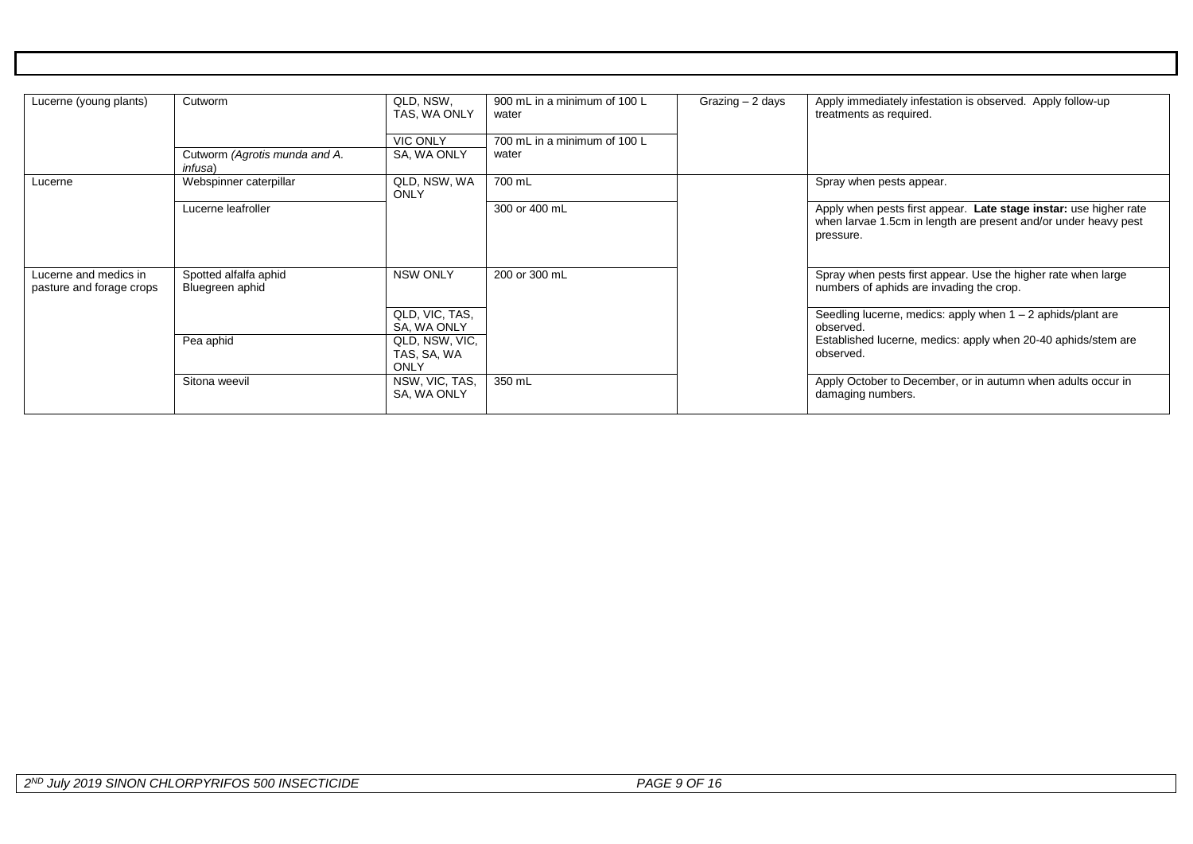| | | | | | |
|---|---|---|---|---|---|
| Lucerne (young plants) | Cutworm | QLD, NSW, TAS, WA ONLY | 900 mL in a minimum of 100 L water | Grazing – 2 days | Apply immediately infestation is observed. Apply follow-up treatments as required. |
| | | VIC ONLY | 700 mL in a minimum of 100 L water | | |
| | Cutworm *(Agrotis munda and A. infusa)* | SA, WA ONLY | | | |
| Lucerne | Webspinner caterpillar | QLD, NSW, WA ONLY | 700 mL | | Spray when pests appear. |
| | Lucerne leafroller | | 300 or 400 mL | | Apply when pests first appear. **Late stage instar:** use higher rate when larvae 1.5cm in length are present and/or under heavy pest pressure. |
| Lucerne and medics in pasture and forage crops | Spotted alfalfa aphid Bluegreen aphid | NSW ONLY | 200 or 300 mL | | Spray when pests first appear. Use the higher rate when large numbers of aphids are invading the crop. |
| | | QLD, VIC, TAS, SA, WA ONLY | | | Seedling lucerne, medics: apply when 1 – 2 aphids/plant are observed. Established lucerne, medics: apply when 20-40 aphids/stem are observed. |
| | Pea aphid | QLD, NSW, VIC, TAS, SA, WA ONLY | | | |
| | Sitona weevil | NSW, VIC, TAS, SA, WA ONLY | 350 mL | | Apply October to December, or in autumn when adults occur in damaging numbers. |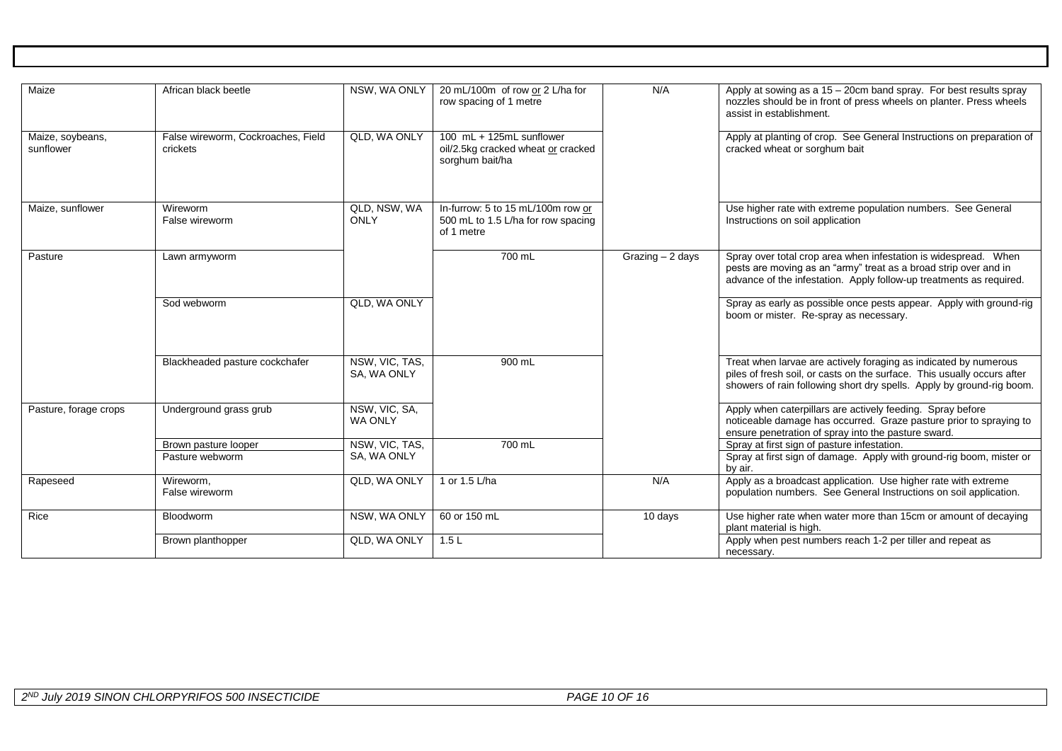| Maize | African black beetle | NSW, WA ONLY | 20 mL/100m of row or 2 L/ha for row spacing of 1 metre | N/A | Apply at sowing as a 15 – 20cm band spray. For best results spray nozzles should be in front of press wheels on planter. Press wheels assist in establishment. |
|---|---|---|---|---|---|
| Maize, soybeans, sunflower | False wireworm, Cockroaches, Field crickets | QLD, WA ONLY | 100 mL + 125mL sunflower oil/2.5kg cracked wheat or cracked sorghum bait/ha | | Apply at planting of crop. See General Instructions on preparation of cracked wheat or sorghum bait |
| Maize, sunflower | Wireworm<br>False wireworm | QLD, NSW, WA ONLY | In-furrow: 5 to 15 mL/100m row or 500 mL to 1.5 L/ha for row spacing of 1 metre | | Use higher rate with extreme population numbers. See General Instructions on soil application |
| Pasture | Lawn armyworm | | 700 mL | Grazing – 2 days | Spray over total crop area when infestation is widespread. When pests are moving as an "army" treat as a broad strip over and in advance of the infestation. Apply follow-up treatments as required. |
| | Sod webworm | QLD, WA ONLY | | | Spray as early as possible once pests appear. Apply with ground-rig boom or mister. Re-spray as necessary. |
| | Blackheaded pasture cockchafer | NSW, VIC, TAS, SA, WA ONLY | 900 mL | | Treat when larvae are actively foraging as indicated by numerous piles of fresh soil, or casts on the surface. This usually occurs after showers of rain following short dry spells. Apply by ground-rig boom. |
| Pasture, forage crops | Underground grass grub | NSW, VIC, SA, WA ONLY | | | Apply when caterpillars are actively feeding. Spray before noticeable damage has occurred. Graze pasture prior to spraying to ensure penetration of spray into the pasture sward. |
| | Brown pasture looper | NSW, VIC, TAS, SA, WA ONLY | 700 mL | | Spray at first sign of pasture infestation. |
| | Pasture webworm | | | | Spray at first sign of damage. Apply with ground-rig boom, mister or by air. |
| Rapeseed | Wireworm,<br>False wireworm | QLD, WA ONLY | 1 or 1.5 L/ha | N/A | Apply as a broadcast application. Use higher rate with extreme population numbers. See General Instructions on soil application. |
| Rice | Bloodworm | NSW, WA ONLY | 60 or 150 mL | 10 days | Use higher rate when water more than 15cm or amount of decaying plant material is high. |
| | Brown planthopper | QLD, WA ONLY | 1.5 L | | Apply when pest numbers reach 1-2 per tiller and repeat as necessary. |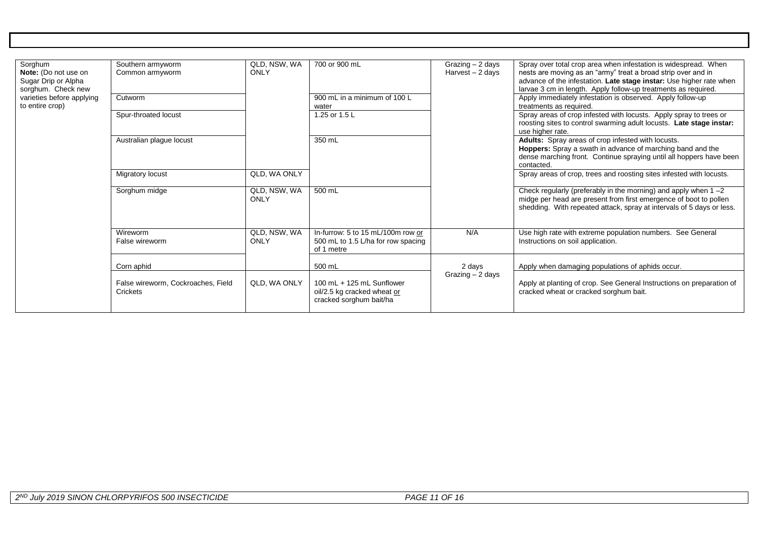| Sorghum **Note:** (Do not use on Sugar Drip or Alpha sorghum. Check new varieties before applying to entire crop) | Southern armyworm Common armyworm | QLD, NSW, WA ONLY | 700 or 900 mL | Grazing – 2 days Harvest – 2 days | Spray over total crop area when infestation is widespread. When nests are moving as an "army" treat a broad strip over and in advance of the infestation. **Late stage instar:** Use higher rate when larvae 3 cm in length. Apply follow-up treatments as required. |
|---|---|---|---|---|---|
| | Cutworm | | 900 mL in a minimum of 100 L water | | Apply immediately infestation is observed. Apply follow-up treatments as required. |
| | Spur-throated locust | | 1.25 or 1.5 L | | Spray areas of crop infested with locusts. Apply spray to trees or roosting sites to control swarming adult locusts. **Late stage instar:** use higher rate. |
| | Australian plague locust | | 350 mL | | **Adults:** Spray areas of crop infested with locusts. **Hoppers:** Spray a swath in advance of marching band and the dense marching front. Continue spraying until all hoppers have been contacted. |
| | Migratory locust | QLD, WA ONLY | | | Spray areas of crop, trees and roosting sites infested with locusts. |
| | Sorghum midge | QLD, NSW, WA ONLY | 500 mL | | Check regularly (preferably in the morning) and apply when 1 –2 midge per head are present from first emergence of boot to pollen shedding. With repeated attack, spray at intervals of 5 days or less. |
| | Wireworm False wireworm | QLD, NSW, WA ONLY | In-furrow: 5 to 15 mL/100m row or 500 mL to 1.5 L/ha for row spacing of 1 metre | N/A | Use high rate with extreme population numbers. See General Instructions on soil application. |
| | Corn aphid | | 500 mL | 2 days Grazing – 2 days | Apply when damaging populations of aphids occur. |
| | False wireworm, Cockroaches, Field Crickets | QLD, WA ONLY | 100 mL + 125 mL Sunflower oil/2.5 kg cracked wheat or cracked sorghum bait/ha | | Apply at planting of crop. See General Instructions on preparation of cracked wheat or cracked sorghum bait. |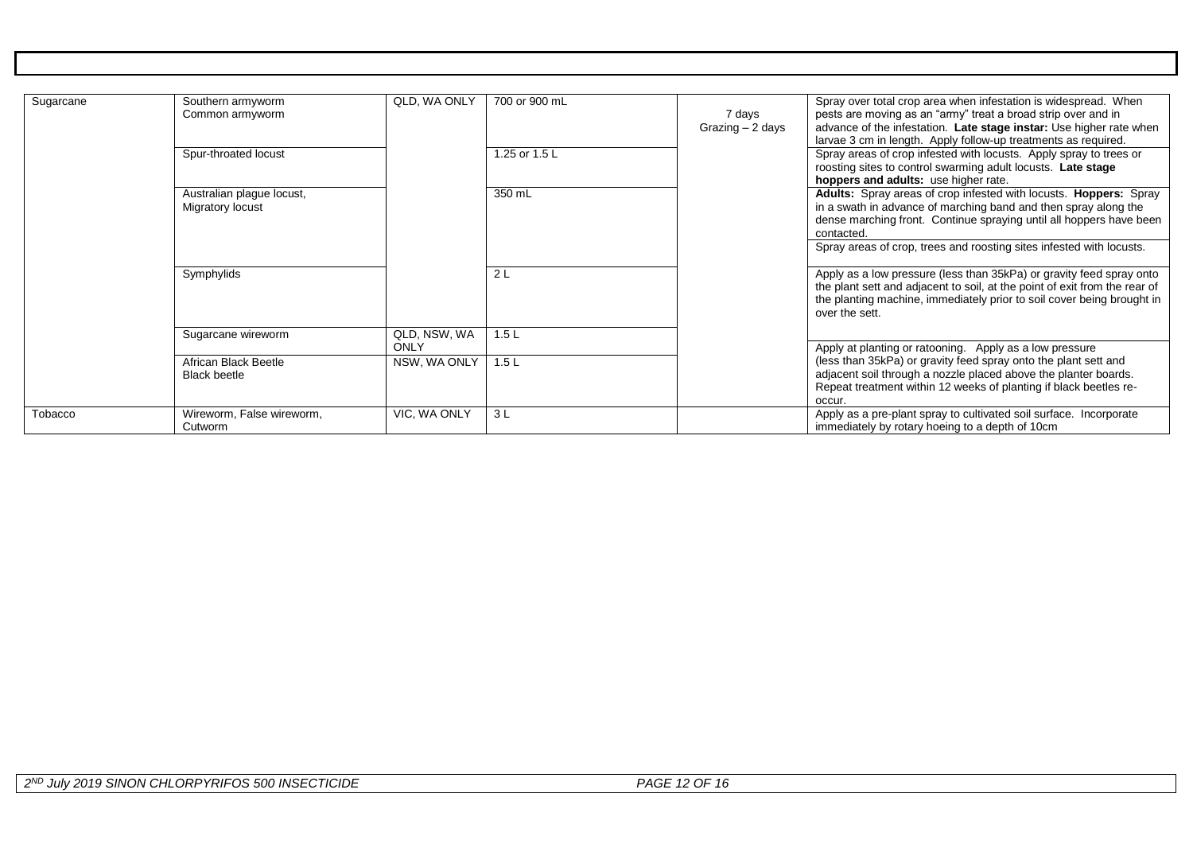| Sugarcane | Southern armyworm<br>Common armyworm | QLD, WA ONLY | 700 or 900 mL | 7 days<br>Grazing – 2 days | Spray over total crop area when infestation is widespread. When pests are moving as an "army" treat a broad strip over and in advance of the infestation. **Late stage instar:** Use higher rate when larvae 3 cm in length. Apply follow-up treatments as required. |
|---|---|---|---|---|---|
| | Spur-throated locust | | 1.25 or 1.5 L | | Spray areas of crop infested with locusts. Apply spray to trees or roosting sites to control swarming adult locusts. **Late stage hoppers and adults:** use higher rate. |
| | Australian plague locust,<br>Migratory locust | | 350 mL | | **Adults:** Spray areas of crop infested with locusts. **Hoppers:** Spray in a swath in advance of marching band and then spray along the dense marching front. Continue spraying until all hoppers have been contacted.<br>Spray areas of crop, trees and roosting sites infested with locusts. |
| | Symphylids | | 2 L | | Apply as a low pressure (less than 35kPa) or gravity feed spray onto the plant sett and adjacent to soil, at the point of exit from the rear of the planting machine, immediately prior to soil cover being brought in over the sett. |
| | Sugarcane wireworm | QLD, NSW, WA ONLY | 1.5 L | | Apply at planting or ratooning. Apply as a low pressure (less than 35kPa) or gravity feed spray onto the plant sett and adjacent soil through a nozzle placed above the planter boards. Repeat treatment within 12 weeks of planting if black beetles re-occur. |
| | African Black Beetle<br>Black beetle | NSW, WA ONLY | 1.5 L | | |
| Tobacco | Wireworm, False wireworm, Cutworm | VIC, WA ONLY | 3 L | | Apply as a pre-plant spray to cultivated soil surface. Incorporate immediately by rotary hoeing to a depth of 10cm |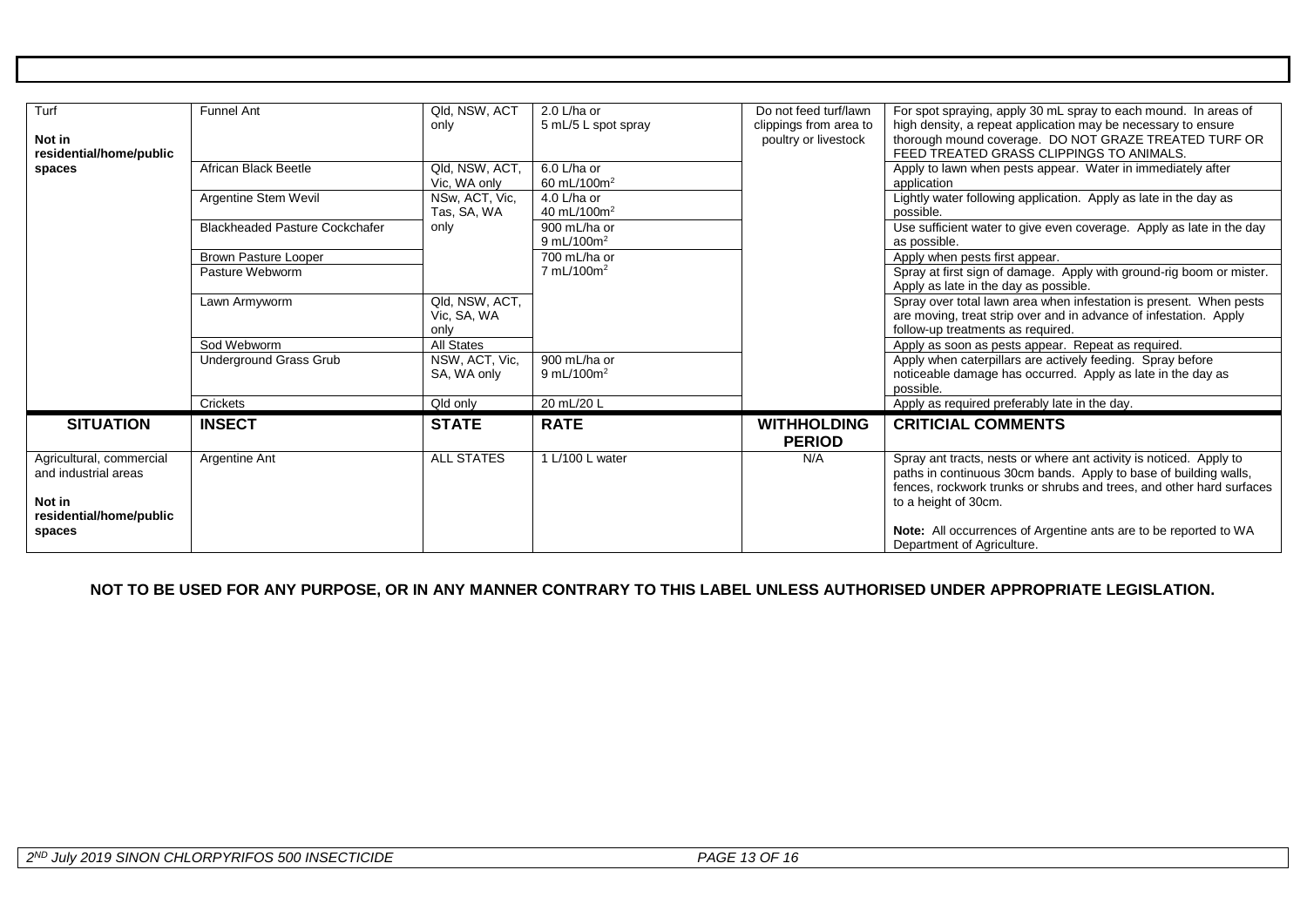| Turf<br><br>**Not in residential/home/public spaces** | Funnel Ant | Qld, NSW, ACT only | 2.0 L/ha or 5 mL/5 L spot spray | Do not feed turf/lawn clippings from area to poultry or livestock | For spot spraying, apply 30 mL spray to each mound. In areas of high density, a repeat application may be necessary to ensure thorough mound coverage. DO NOT GRAZE TREATED TURF OR FEED TREATED GRASS CLIPPINGS TO ANIMALS. |
|---|---|---|---|---|---|
| | African Black Beetle | Qld, NSW, ACT, Vic, WA only | 6.0 L/ha or 60 mL/100m$^2$ | | Apply to lawn when pests appear. Water in immediately after application |
| | Argentine Stem Wevil | NSw, ACT, Vic, Tas, SA, WA only | 4.0 L/ha or 40 mL/100m$^2$ | | Lightly water following application. Apply as late in the day as possible. |
| | Blackheaded Pasture Cockchafer | | 900 mL/ha or 9 mL/100m$^2$ | | Use sufficient water to give even coverage. Apply as late in the day as possible. |
| | Brown Pasture Looper | | 700 mL/ha or 7 mL/100m$^2$ | | Apply when pests first appear. |
| | Pasture Webworm | | | | Spray at first sign of damage. Apply with ground-rig boom or mister. Apply as late in the day as possible. |
| | Lawn Armyworm | Qld, NSW, ACT, Vic, SA, WA only | | | Spray over total lawn area when infestation is present. When pests are moving, treat strip over and in advance of infestation. Apply follow-up treatments as required. |
| | Sod Webworm | All States | | | Apply as soon as pests appear. Repeat as required. |
| | Underground Grass Grub | NSW, ACT, Vic, SA, WA only | 900 mL/ha or 9 mL/100m$^2$ | | Apply when caterpillars are actively feeding. Spray before noticeable damage has occurred. Apply as late in the day as possible. |
| | Crickets | Qld only | 20 mL/20 L | | Apply as required preferably late in the day. |

| SITUATION | INSECT | STATE | RATE | WITHHOLDING PERIOD | CRITICIAL COMMENTS |
|---|---|---|---|---|---|
| Agricultural, commercial and industrial areas<br><br>**Not in residential/home/public spaces** | Argentine Ant | ALL STATES | 1 L/100 L water | N/A | Spray ant tracts, nests or where ant activity is noticed. Apply to paths in continuous 30cm bands. Apply to base of building walls, fences, rockwork trunks or shrubs and trees, and other hard surfaces to a height of 30cm.<br><br>**Note:** All occurrences of Argentine ants are to be reported to WA Department of Agriculture. |

**NOT TO BE USED FOR ANY PURPOSE, OR IN ANY MANNER CONTRARY TO THIS LABEL UNLESS AUTHORISED UNDER APPROPRIATE LEGISLATION.**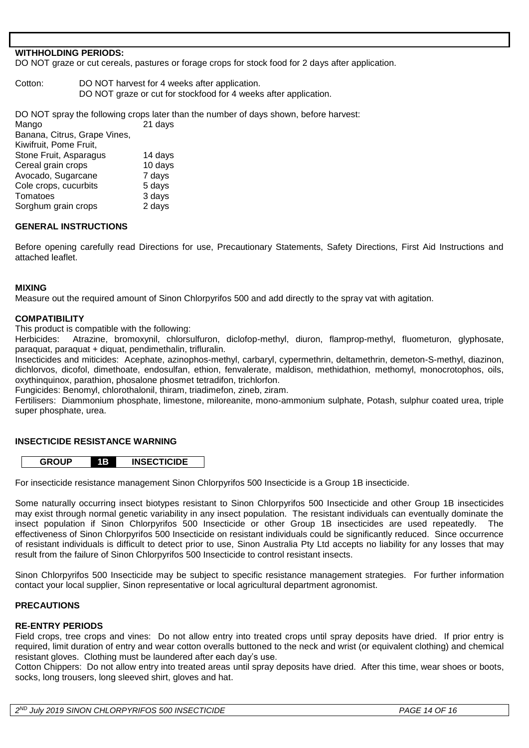## WITHHOLDING PERIODS:

DO NOT graze or cut cereals, pastures or forage crops for stock food for 2 days after application.

Cotton: DO NOT harvest for 4 weeks after application.
DO NOT graze or cut for stockfood for 4 weeks after application.

DO NOT spray the following crops later than the number of days shown, before harvest:

| | |
|---|---|
| Mango | 21 days |
| Banana, Citrus, Grape Vines, Kiwifruit, Pome Fruit, Stone Fruit, Asparagus | 14 days |
| Cereal grain crops | 10 days |
| Avocado, Sugarcane | 7 days |
| Cole crops, cucurbits | 5 days |
| Tomatoes | 3 days |
| Sorghum grain crops | 2 days |

## GENERAL INSTRUCTIONS

Before opening carefully read Directions for use, Precautionary Statements, Safety Directions, First Aid Instructions and attached leaflet.

## MIXING

Measure out the required amount of Sinon Chlorpyrifos 500 and add directly to the spray vat with agitation.

## COMPATIBILITY

This product is compatible with the following:

Herbicides: Atrazine, bromoxynil, chlorsulfuron, diclofop-methyl, diuron, flamprop-methyl, fluometuron, glyphosate, paraquat, paraquat + diquat, pendimethalin, trifluralin.

Insecticides and miticides: Acephate, azinophos-methyl, carbaryl, cypermethrin, deltamethrin, demeton-S-methyl, diazinon, dichlorvos, dicofol, dimethoate, endosulfan, ethion, fenvalerate, maldison, methidathion, methomyl, monocrotophos, oils, oxythinquinox, parathion, phosalone phosmet tetradifon, trichlorfon.

Fungicides: Benomyl, chlorothalonil, thiram, triadimefon, zineb, ziram.

Fertilisers: Diammonium phosphate, limestone, miloreanite, mono-ammonium sulphate, Potash, sulphur coated urea, triple super phosphate, urea.

## INSECTICIDE RESISTANCE WARNING

| GROUP | 1B | INSECTICIDE |
|---|---|---|

For insecticide resistance management Sinon Chlorpyrifos 500 Insecticide is a Group 1B insecticide.

Some naturally occurring insect biotypes resistant to Sinon Chlorpyrifos 500 Insecticide and other Group 1B insecticides may exist through normal genetic variability in any insect population. The resistant individuals can eventually dominate the insect population if Sinon Chlorpyrifos 500 Insecticide or other Group 1B insecticides are used repeatedly. The effectiveness of Sinon Chlorpyrifos 500 Insecticide on resistant individuals could be significantly reduced. Since occurrence of resistant individuals is difficult to detect prior to use, Sinon Australia Pty Ltd accepts no liability for any losses that may result from the failure of Sinon Chlorpyrifos 500 Insecticide to control resistant insects.

Sinon Chlorpyrifos 500 Insecticide may be subject to specific resistance management strategies. For further information contact your local supplier, Sinon representative or local agricultural department agronomist.

## PRECAUTIONS

### RE-ENTRY PERIODS

Field crops, tree crops and vines: Do not allow entry into treated crops until spray deposits have dried. If prior entry is required, limit duration of entry and wear cotton overalls buttoned to the neck and wrist (or equivalent clothing) and chemical resistant gloves. Clothing must be laundered after each day's use.

Cotton Chippers: Do not allow entry into treated areas until spray deposits have dried. After this time, wear shoes or boots, socks, long trousers, long sleeved shirt, gloves and hat.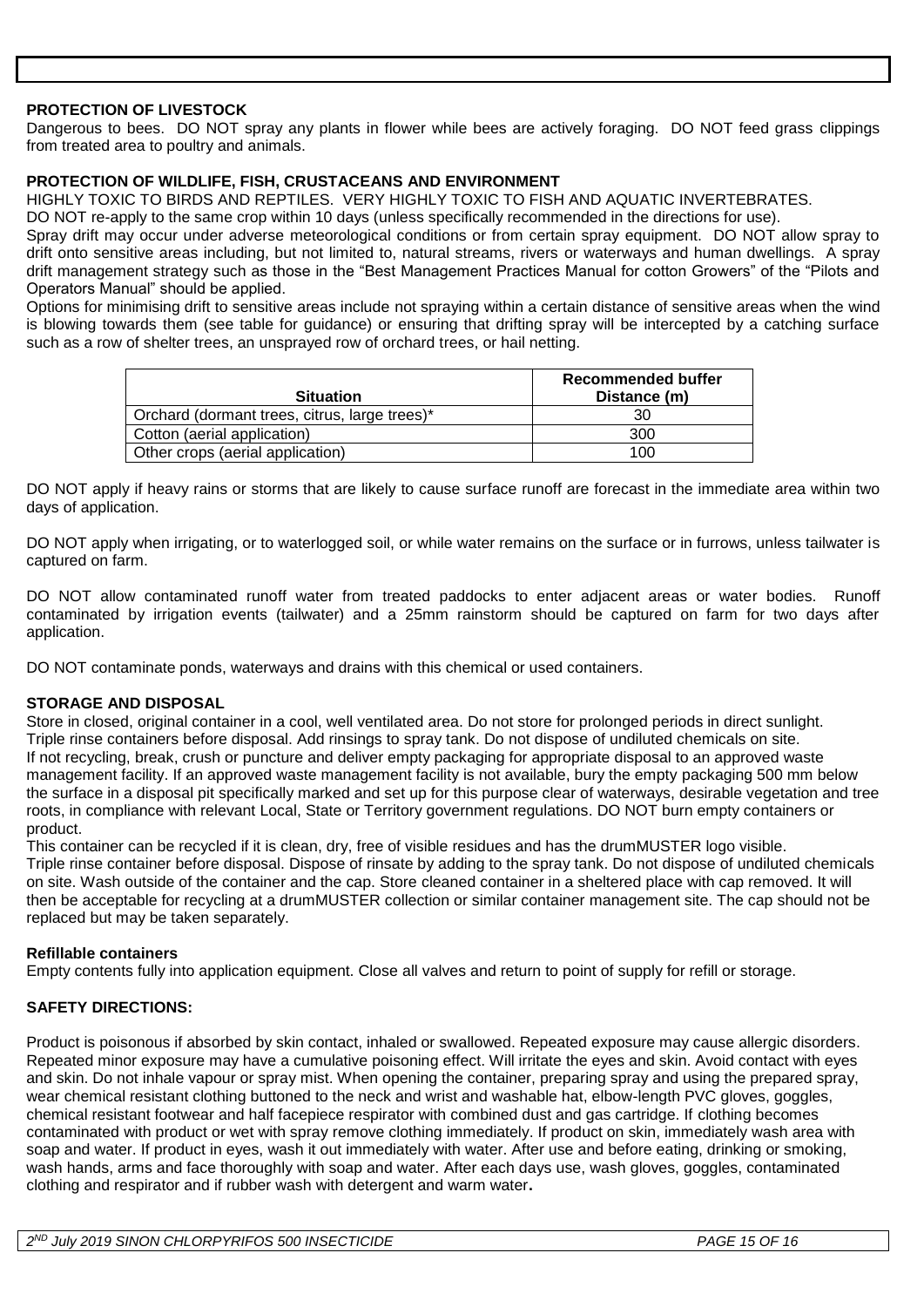## PROTECTION OF LIVESTOCK

Dangerous to bees. DO NOT spray any plants in flower while bees are actively foraging. DO NOT feed grass clippings from treated area to poultry and animals.

## PROTECTION OF WILDLIFE, FISH, CRUSTACEANS AND ENVIRONMENT

HIGHLY TOXIC TO BIRDS AND REPTILES. VERY HIGHLY TOXIC TO FISH AND AQUATIC INVERTEBRATES.

DO NOT re-apply to the same crop within 10 days (unless specifically recommended in the directions for use).

Spray drift may occur under adverse meteorological conditions or from certain spray equipment. DO NOT allow spray to drift onto sensitive areas including, but not limited to, natural streams, rivers or waterways and human dwellings. A spray drift management strategy such as those in the "Best Management Practices Manual for cotton Growers" of the "Pilots and Operators Manual" should be applied.

Options for minimising drift to sensitive areas include not spraying within a certain distance of sensitive areas when the wind is blowing towards them (see table for guidance) or ensuring that drifting spray will be intercepted by a catching surface such as a row of shelter trees, an unsprayed row of orchard trees, or hail netting.

| Situation | Recommended buffer Distance (m) |
|---|---|
| Orchard (dormant trees, citrus, large trees)* | 30 |
| Cotton (aerial application) | 300 |
| Other crops (aerial application) | 100 |

DO NOT apply if heavy rains or storms that are likely to cause surface runoff are forecast in the immediate area within two days of application.

DO NOT apply when irrigating, or to waterlogged soil, or while water remains on the surface or in furrows, unless tailwater is captured on farm.

DO NOT allow contaminated runoff water from treated paddocks to enter adjacent areas or water bodies. Runoff contaminated by irrigation events (tailwater) and a 25mm rainstorm should be captured on farm for two days after application.

DO NOT contaminate ponds, waterways and drains with this chemical or used containers.

## STORAGE AND DISPOSAL

Store in closed, original container in a cool, well ventilated area. Do not store for prolonged periods in direct sunlight.
Triple rinse containers before disposal. Add rinsings to spray tank. Do not dispose of undiluted chemicals on site.
If not recycling, break, crush or puncture and deliver empty packaging for appropriate disposal to an approved waste management facility. If an approved waste management facility is not available, bury the empty packaging 500 mm below the surface in a disposal pit specifically marked and set up for this purpose clear of waterways, desirable vegetation and tree roots, in compliance with relevant Local, State or Territory government regulations. DO NOT burn empty containers or product.

This container can be recycled if it is clean, dry, free of visible residues and has the drumMUSTER logo visible.
Triple rinse container before disposal. Dispose of rinsate by adding to the spray tank. Do not dispose of undiluted chemicals on site. Wash outside of the container and the cap. Store cleaned container in a sheltered place with cap removed. It will then be acceptable for recycling at a drumMUSTER collection or similar container management site. The cap should not be replaced but may be taken separately.

### Refillable containers

Empty contents fully into application equipment. Close all valves and return to point of supply for refill or storage.

## SAFETY DIRECTIONS:

Product is poisonous if absorbed by skin contact, inhaled or swallowed. Repeated exposure may cause allergic disorders. Repeated minor exposure may have a cumulative poisoning effect. Will irritate the eyes and skin. Avoid contact with eyes and skin. Do not inhale vapour or spray mist. When opening the container, preparing spray and using the prepared spray, wear chemical resistant clothing buttoned to the neck and wrist and washable hat, elbow-length PVC gloves, goggles, chemical resistant footwear and half facepiece respirator with combined dust and gas cartridge. If clothing becomes contaminated with product or wet with spray remove clothing immediately. If product on skin, immediately wash area with soap and water. If product in eyes, wash it out immediately with water. After use and before eating, drinking or smoking, wash hands, arms and face thoroughly with soap and water. After each days use, wash gloves, goggles, contaminated clothing and respirator and if rubber wash with detergent and warm water.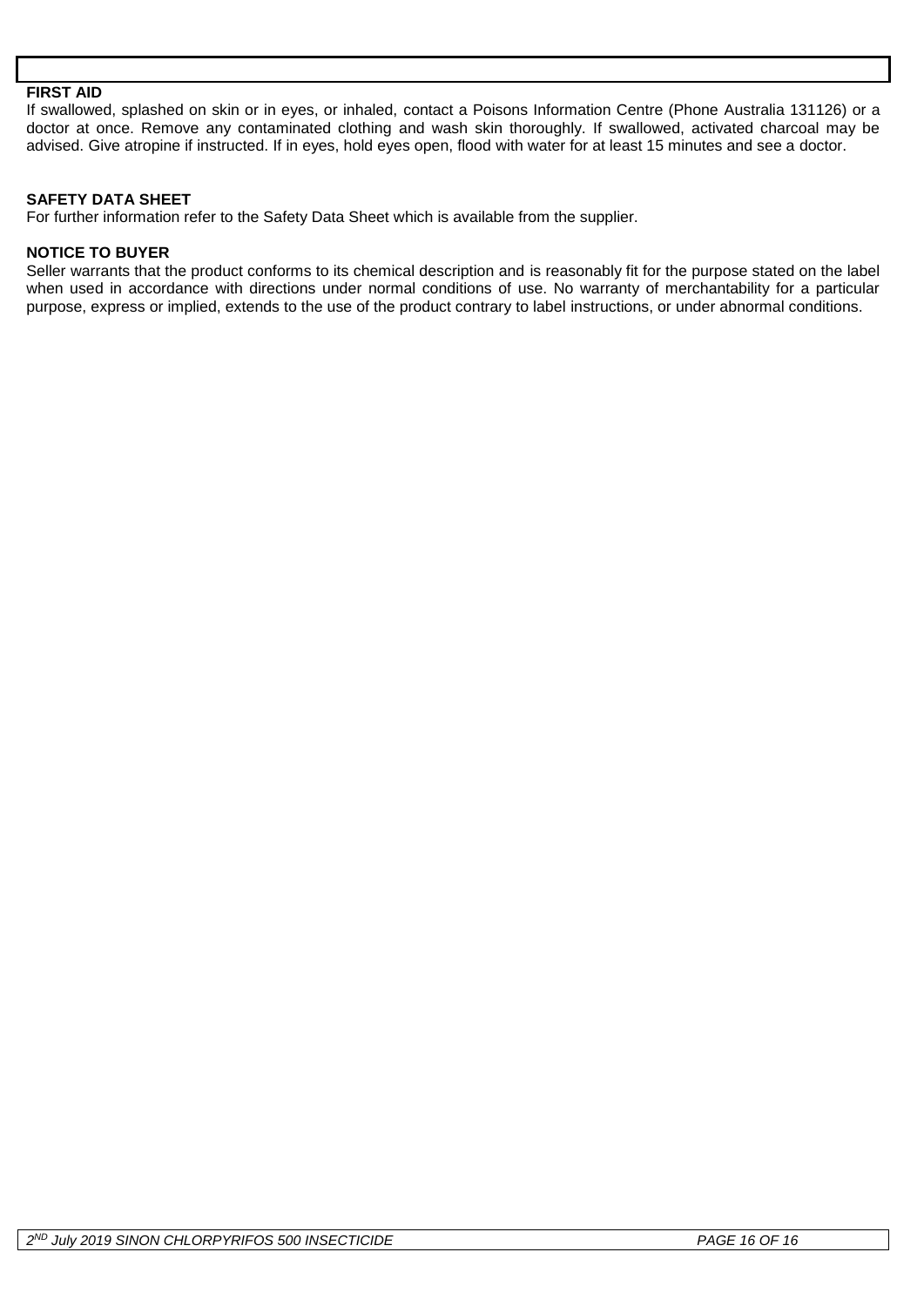**FIRST AID**

If swallowed, splashed on skin or in eyes, or inhaled, contact a Poisons Information Centre (Phone Australia 131126) or a doctor at once. Remove any contaminated clothing and wash skin thoroughly. If swallowed, activated charcoal may be advised. Give atropine if instructed. If in eyes, hold eyes open, flood with water for at least 15 minutes and see a doctor.

**SAFETY DATA SHEET**

For further information refer to the Safety Data Sheet which is available from the supplier.

**NOTICE TO BUYER**

Seller warrants that the product conforms to its chemical description and is reasonably fit for the purpose stated on the label when used in accordance with directions under normal conditions of use. No warranty of merchantability for a particular purpose, express or implied, extends to the use of the product contrary to label instructions, or under abnormal conditions.